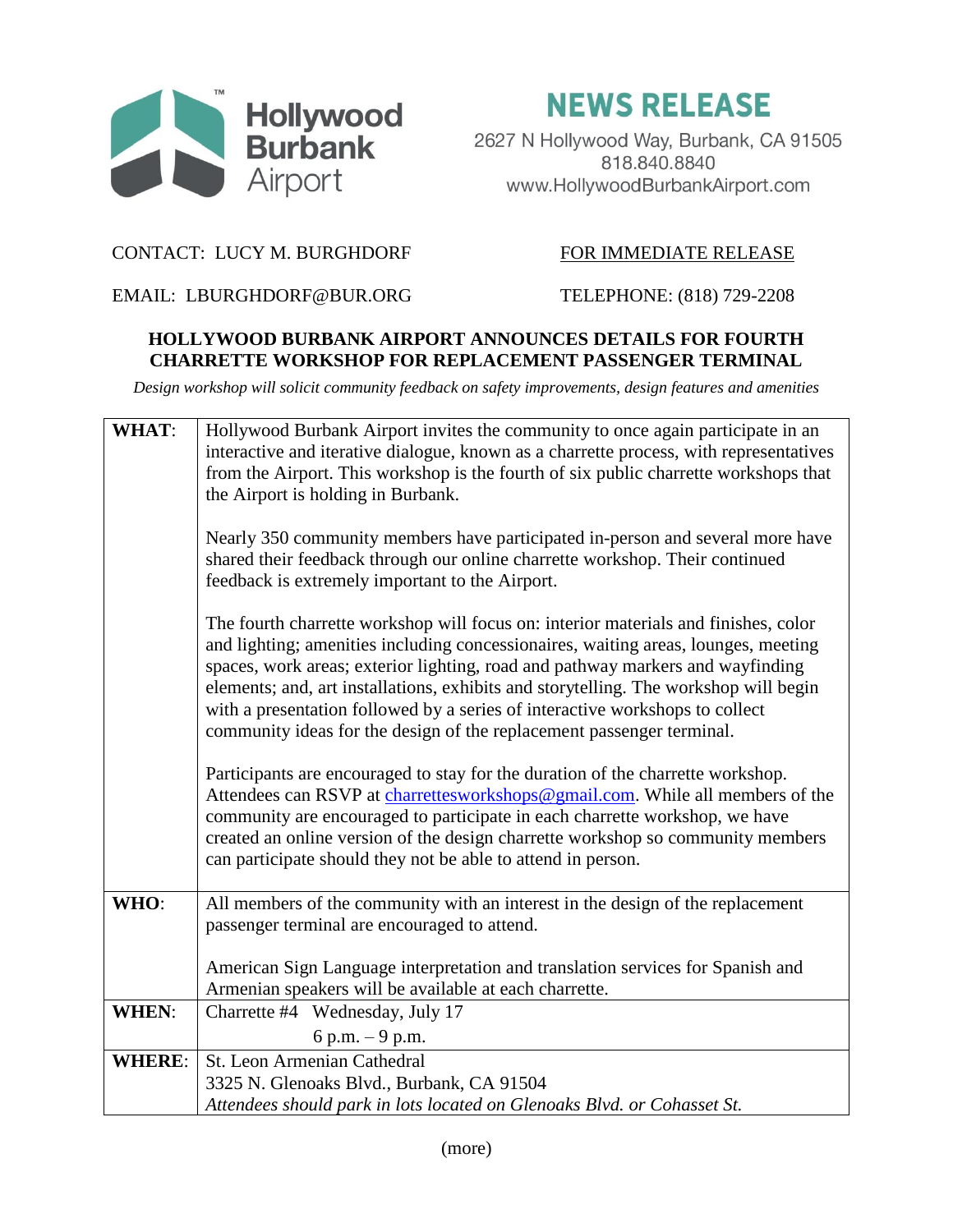Hollywood Burbank Airport

# NEWS RELEASE

2627 N Hollywood Way, Burbank, CA 91505
818.840.8840
www.HollywoodBurbankAirport.com

CONTACT: LUCY M. BURGHDORF

FOR IMMEDIATE RELEASE

EMAIL: LBURGHDORF@BUR.ORG

TELEPHONE: (818) 729-2208

## HOLLYWOOD BURBANK AIRPORT ANNOUNCES DETAILS FOR FOURTH CHARRETTE WORKSHOP FOR REPLACEMENT PASSENGER TERMINAL

*Design workshop will solicit community feedback on safety improvements, design features and amenities*

| | |
|---|---|
| **WHAT**: | Hollywood Burbank Airport invites the community to once again participate in an interactive and iterative dialogue, known as a charrette process, with representatives from the Airport. This workshop is the fourth of six public charrette workshops that the Airport is holding in Burbank.<br><br>Nearly 350 community members have participated in-person and several more have shared their feedback through our online charrette workshop. Their continued feedback is extremely important to the Airport.<br><br>The fourth charrette workshop will focus on: interior materials and finishes, color and lighting; amenities including concessionaires, waiting areas, lounges, meeting spaces, work areas; exterior lighting, road and pathway markers and wayfinding elements; and, art installations, exhibits and storytelling. The workshop will begin with a presentation followed by a series of interactive workshops to collect community ideas for the design of the replacement passenger terminal.<br><br>Participants are encouraged to stay for the duration of the charrette workshop. Attendees can RSVP at charretteworkshops@gmail.com. While all members of the community are encouraged to participate in each charrette workshop, we have created an online version of the design charrette workshop so community members can participate should they not be able to attend in person. |
| **WHO**: | All members of the community with an interest in the design of the replacement passenger terminal are encouraged to attend.<br><br>American Sign Language interpretation and translation services for Spanish and Armenian speakers will be available at each charrette. |
| **WHEN**: | Charrette #4 Wednesday, July 17<br>6 p.m. – 9 p.m. |
| **WHERE**: | St. Leon Armenian Cathedral<br>3325 N. Glenoaks Blvd., Burbank, CA 91504<br>*Attendees should park in lots located on Glenoaks Blvd. or Cohasset St.* |

(more)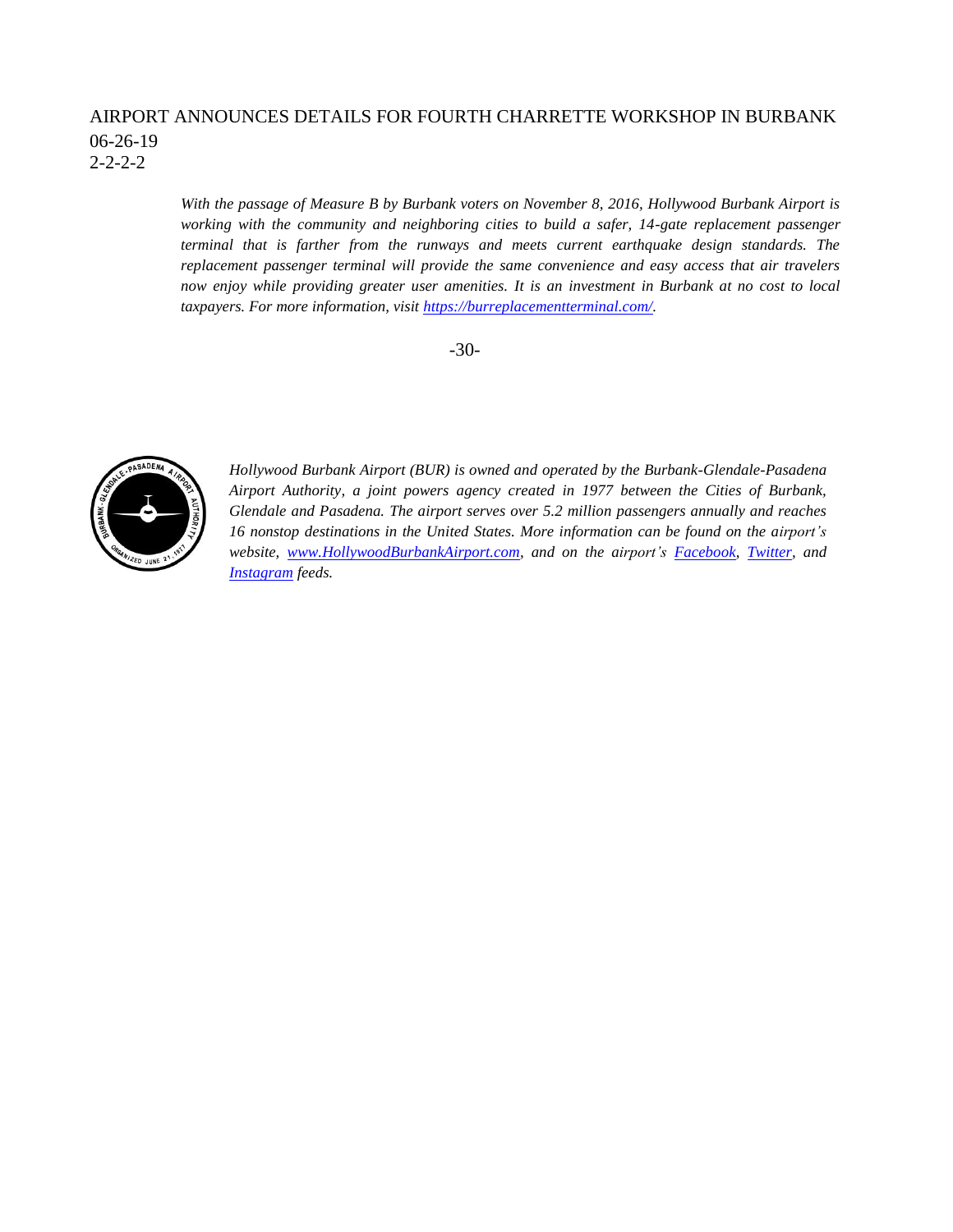AIRPORT ANNOUNCES DETAILS FOR FOURTH CHARRETTE WORKSHOP IN BURBANK
06-26-19
2-2-2-2

*With the passage of Measure B by Burbank voters on November 8, 2016, Hollywood Burbank Airport is working with the community and neighboring cities to build a safer, 14-gate replacement passenger terminal that is farther from the runways and meets current earthquake design standards. The replacement passenger terminal will provide the same convenience and easy access that air travelers now enjoy while providing greater user amenities. It is an investment in Burbank at no cost to local taxpayers. For more information, visit [https://burreplacementterminal.com/](https://burreplacementterminal.com/).*

-30-

*Hollywood Burbank Airport (BUR) is owned and operated by the Burbank-Glendale-Pasadena Airport Authority, a joint powers agency created in 1977 between the Cities of Burbank, Glendale and Pasadena. The airport serves over 5.2 million passengers annually and reaches 16 nonstop destinations in the United States. More information can be found on the airport's website, [www.HollywoodBurbankAirport.com](http://www.HollywoodBurbankAirport.com), and on the airport's Facebook, Twitter, and Instagram feeds.*